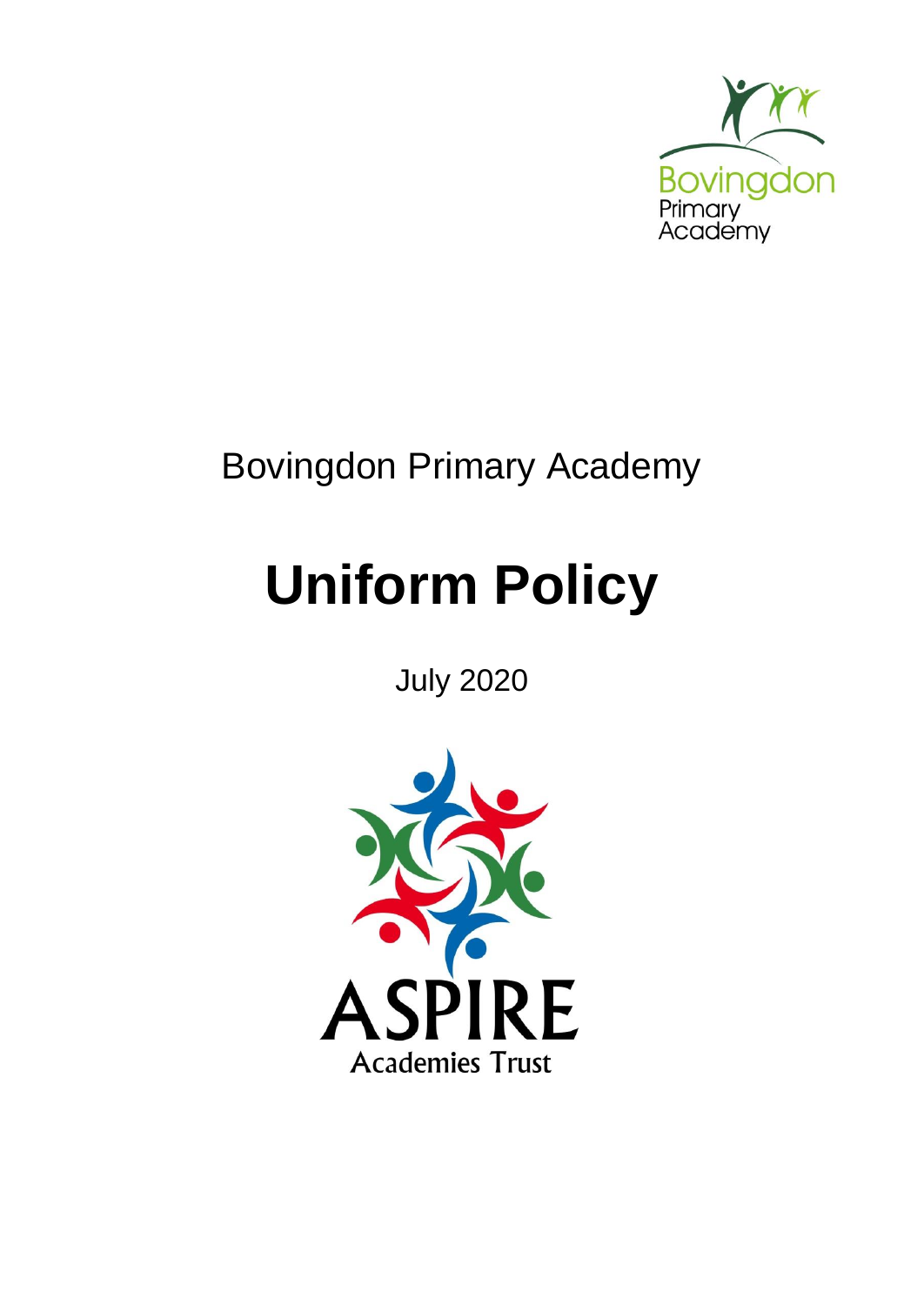Bovingdon Primary Academy

# Uniform Policy

July 2020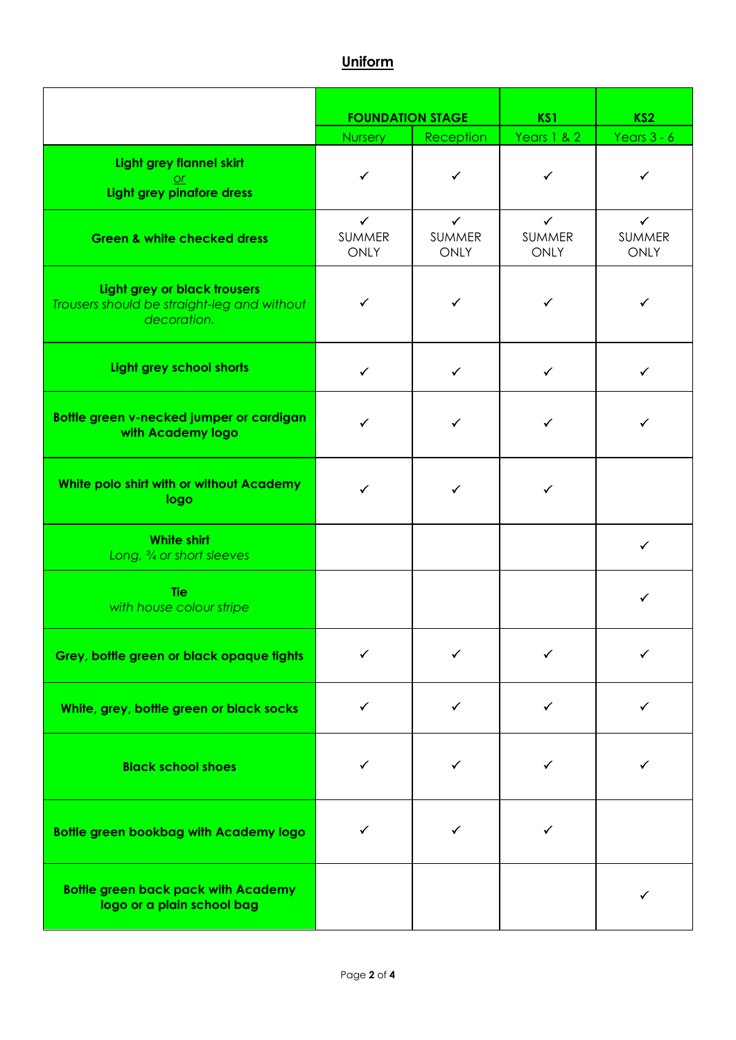## Uniform

| | FOUNDATION STAGE | | KS1 | KS2 |
|---|---|---|---|---|
| | Nursery | Reception | Years 1 & 2 | Years 3 - 6 |
| **Light grey flannel skirt** *or* **Light grey pinafore dress** | ✓ | ✓ | ✓ | ✓ |
| **Green & white checked dress** | ✓ SUMMER ONLY | ✓ SUMMER ONLY | ✓ SUMMER ONLY | ✓ SUMMER ONLY |
| **Light grey or black trousers** *Trousers should be straight-leg and without decoration.* | ✓ | ✓ | ✓ | ✓ |
| **Light grey school shorts** | ✓ | ✓ | ✓ | ✓ |
| **Bottle green v-necked jumper or cardigan with Academy logo** | ✓ | ✓ | ✓ | ✓ |
| **White polo shirt with or without Academy logo** | ✓ | ✓ | ✓ | |
| **White shirt** *Long, ¾ or short sleeves* | | | | ✓ |
| **Tie** *with house colour stripe* | | | | ✓ |
| **Grey, bottle green or black opaque tights** | ✓ | ✓ | ✓ | ✓ |
| **White, grey, bottle green or black socks** | ✓ | ✓ | ✓ | ✓ |
| **Black school shoes** | ✓ | ✓ | ✓ | ✓ |
| **Bottle green bookbag with Academy logo** | ✓ | ✓ | ✓ | |
| **Bottle green back pack with Academy logo or a plain school bag** | | | | ✓ |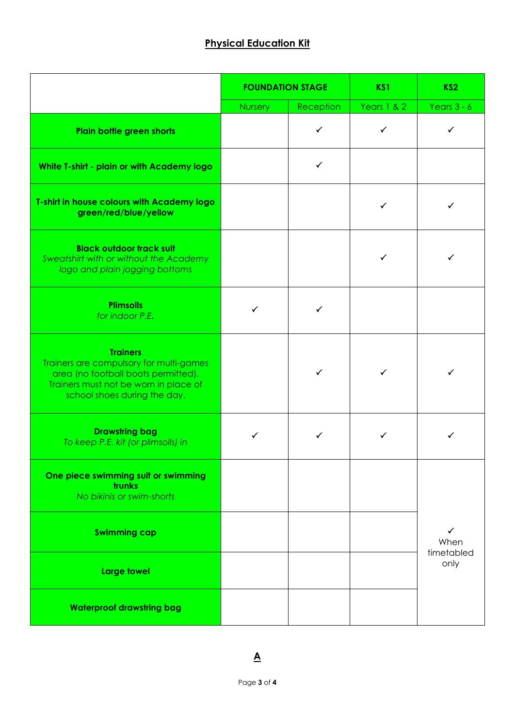## Physical Education Kit

| | FOUNDATION STAGE | | KS1 | KS2 |
|---|---|---|---|---|
| | Nursery | Reception | Years 1 & 2 | Years 3 - 6 |
| **Plain bottle green shorts** | | ✓ | ✓ | ✓ |
| **White T-shirt - plain or with Academy logo** | | ✓ | | |
| **T-shirt in house colours with Academy logo green/red/blue/yellow** | | | ✓ | ✓ |
| **Black outdoor track suit** *Sweatshirt with or without the Academy logo and plain jogging bottoms* | | | ✓ | ✓ |
| **Plimsolls** *for indoor P.E.* | ✓ | ✓ | | |
| **Trainers** Trainers are compulsory for multi-games area (no football boots permitted). Trainers must not be worn in place of school shoes during the day. | | ✓ | ✓ | ✓ |
| **Drawstring bag** *To keep P.E. kit (or plimsolls) in* | ✓ | ✓ | ✓ | ✓ |
| **One piece swimming suit or swimming trunks** *No bikinis or swim-shorts* | | | | ✓ When timetabled only |
| **Swimming cap** | | | | |
| **Large towel** | | | | |
| **Waterproof drawstring bag** | | | | |

**A**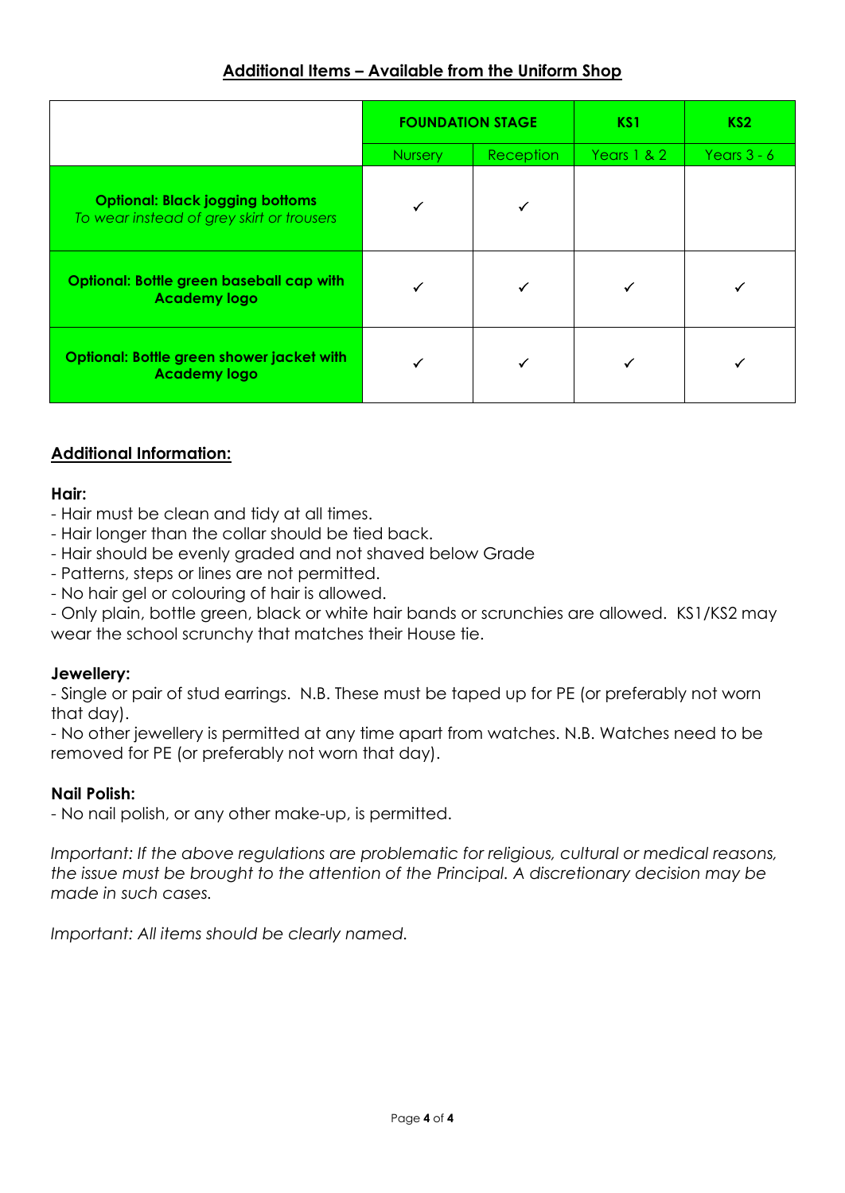## Additional Items – Available from the Uniform Shop

| | FOUNDATION STAGE | | KS1 | KS2 |
|---|---|---|---|---|
| | Nursery | Reception | Years 1 & 2 | Years 3 - 6 |
| **Optional: Black jogging bottoms** *To wear instead of grey skirt or trousers* | ✓ | ✓ | | |
| **Optional: Bottle green baseball cap with Academy logo** | ✓ | ✓ | ✓ | ✓ |
| **Optional: Bottle green shower jacket with Academy logo** | ✓ | ✓ | ✓ | ✓ |

## Additional Information:

**Hair:**

- Hair must be clean and tidy at all times.
- Hair longer than the collar should be tied back.
- Hair should be evenly graded and not shaved below Grade
- Patterns, steps or lines are not permitted.
- No hair gel or colouring of hair is allowed.
- Only plain, bottle green, black or white hair bands or scrunchies are allowed. KS1/KS2 may wear the school scrunchy that matches their House tie.

**Jewellery:**

- Single or pair of stud earrings. N.B. These must be taped up for PE (or preferably not worn that day).
- No other jewellery is permitted at any time apart from watches. N.B. Watches need to be removed for PE (or preferably not worn that day).

**Nail Polish:**

- No nail polish, or any other make-up, is permitted.

*Important: If the above regulations are problematic for religious, cultural or medical reasons, the issue must be brought to the attention of the Principal. A discretionary decision may be made in such cases.*

*Important: All items should be clearly named.*